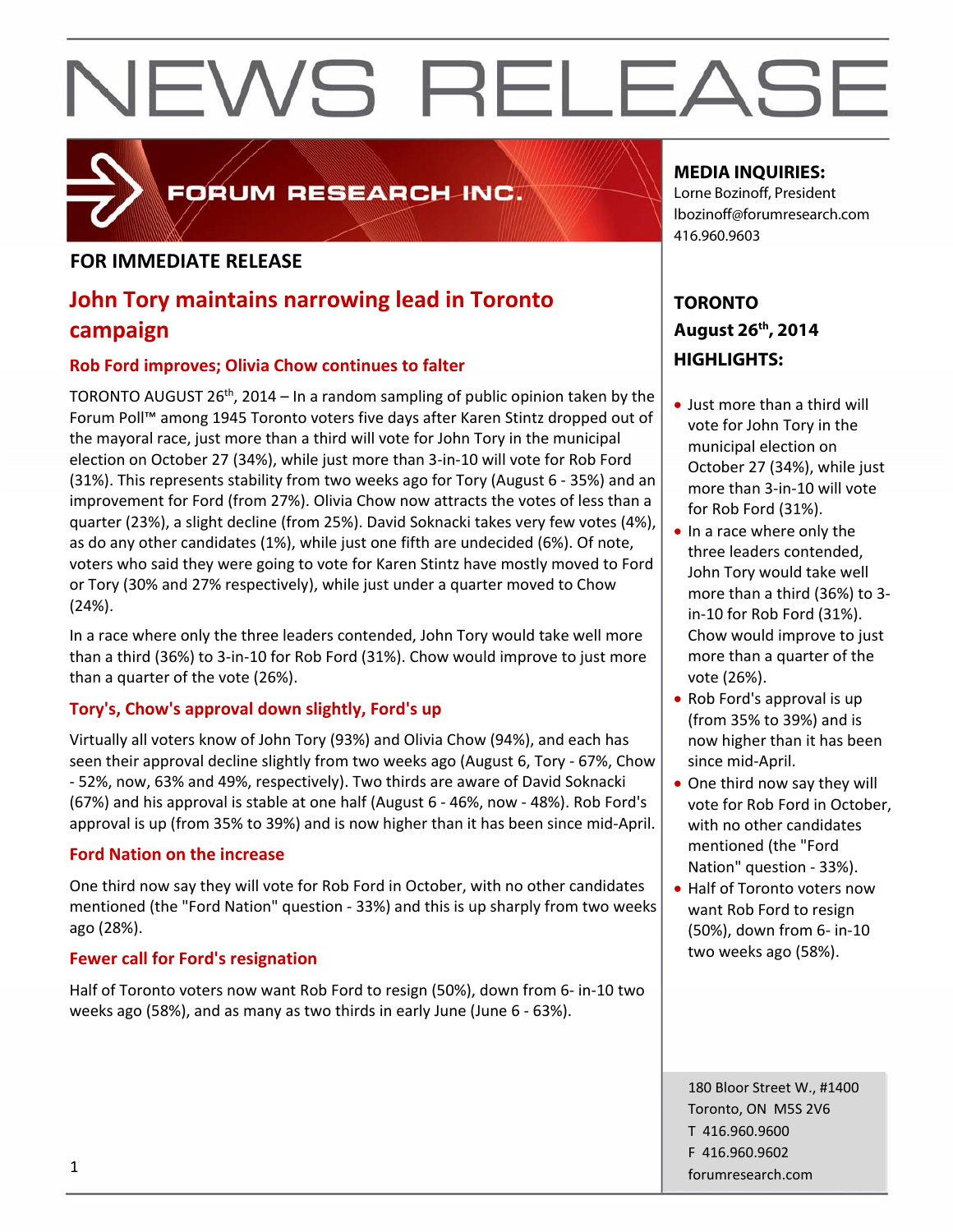# NEWS RELEASE

FORUM RESEARCH INC.

**MEDIA INQUIRIES:**
Lorne Bozinoff, President
lbozinoff@forumresearch.com
416.960.9603

**FOR IMMEDIATE RELEASE**

## John Tory maintains narrowing lead in Toronto campaign

**TORONTO**
**August 26th, 2014**

### Rob Ford improves; Olivia Chow continues to falter

TORONTO AUGUST 26th, 2014 – In a random sampling of public opinion taken by the Forum Poll™ among 1945 Toronto voters five days after Karen Stintz dropped out of the mayoral race, just more than a third will vote for John Tory in the municipal election on October 27 (34%), while just more than 3-in-10 will vote for Rob Ford (31%). This represents stability from two weeks ago for Tory (August 6 - 35%) and an improvement for Ford (from 27%). Olivia Chow now attracts the votes of less than a quarter (23%), a slight decline (from 25%). David Soknacki takes very few votes (4%), as do any other candidates (1%), while just one fifth are undecided (6%). Of note, voters who said they were going to vote for Karen Stintz have mostly moved to Ford or Tory (30% and 27% respectively), while just under a quarter moved to Chow (24%).

In a race where only the three leaders contended, John Tory would take well more than a third (36%) to 3-in-10 for Rob Ford (31%). Chow would improve to just more than a quarter of the vote (26%).

### Tory's, Chow's approval down slightly, Ford's up

Virtually all voters know of John Tory (93%) and Olivia Chow (94%), and each has seen their approval decline slightly from two weeks ago (August 6, Tory - 67%, Chow - 52%, now, 63% and 49%, respectively). Two thirds are aware of David Soknacki (67%) and his approval is stable at one half (August 6 - 46%, now - 48%). Rob Ford's approval is up (from 35% to 39%) and is now higher than it has been since mid-April.

### Ford Nation on the increase

One third now say they will vote for Rob Ford in October, with no other candidates mentioned (the "Ford Nation" question - 33%) and this is up sharply from two weeks ago (28%).

### Fewer call for Ford's resignation

Half of Toronto voters now want Rob Ford to resign (50%), down from 6- in-10 two weeks ago (58%), and as many as two thirds in early June (June 6 - 63%).

**HIGHLIGHTS:**

- Just more than a third will vote for John Tory in the municipal election on October 27 (34%), while just more than 3-in-10 will vote for Rob Ford (31%).
- In a race where only the three leaders contended, John Tory would take well more than a third (36%) to 3-in-10 for Rob Ford (31%). Chow would improve to just more than a quarter of the vote (26%).
- Rob Ford's approval is up (from 35% to 39%) and is now higher than it has been since mid-April.
- One third now say they will vote for Rob Ford in October, with no other candidates mentioned (the "Ford Nation" question - 33%).
- Half of Toronto voters now want Rob Ford to resign (50%), down from 6- in-10 two weeks ago (58%).

180 Bloor Street W., #1400
Toronto, ON M5S 2V6
T 416.960.9600
F 416.960.9602
forumresearch.com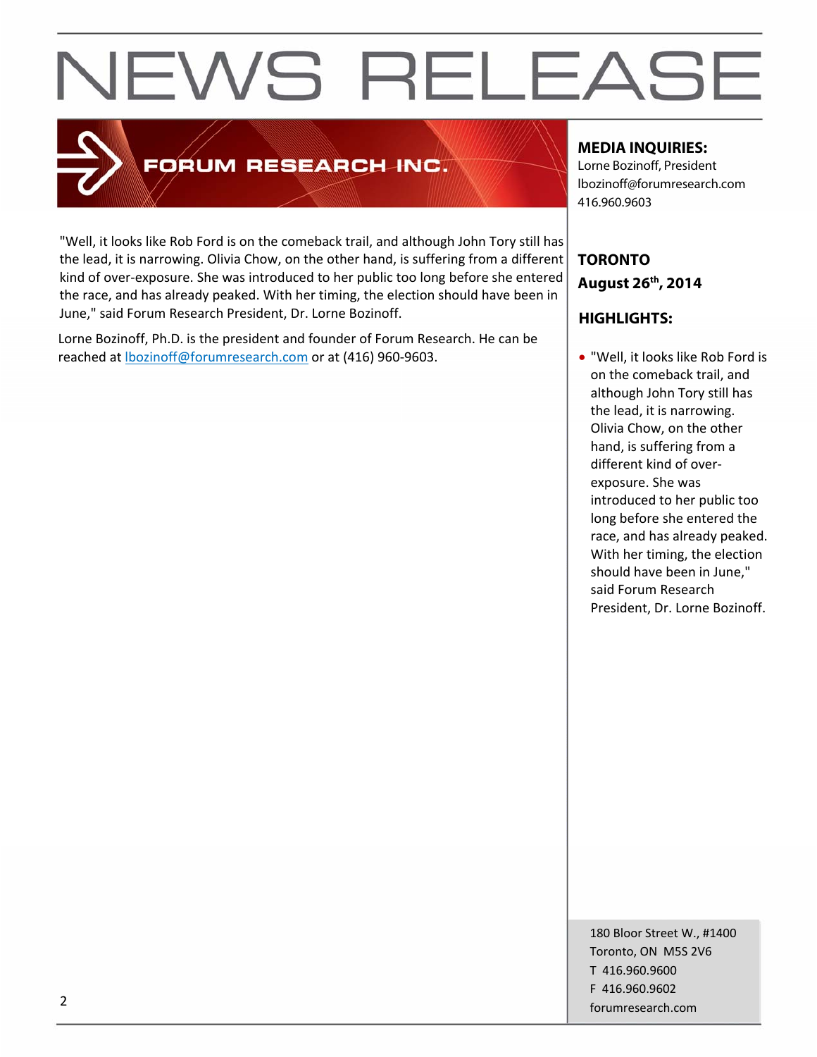# NEWS RELEASE

FORUM RESEARCH INC.

"Well, it looks like Rob Ford is on the comeback trail, and although John Tory still has the lead, it is narrowing. Olivia Chow, on the other hand, is suffering from a different kind of over-exposure. She was introduced to her public too long before she entered the race, and has already peaked. With her timing, the election should have been in June," said Forum Research President, Dr. Lorne Bozinoff.

Lorne Bozinoff, Ph.D. is the president and founder of Forum Research. He can be reached at lbozinoff@forumresearch.com or at (416) 960-9603.

**MEDIA INQUIRIES:**
Lorne Bozinoff, President
lbozinoff@forumresearch.com
416.960.9603

**TORONTO**
**August 26th, 2014**

**HIGHLIGHTS:**

- "Well, it looks like Rob Ford is on the comeback trail, and although John Tory still has the lead, it is narrowing. Olivia Chow, on the other hand, is suffering from a different kind of over-exposure. She was introduced to her public too long before she entered the race, and has already peaked. With her timing, the election should have been in June," said Forum Research President, Dr. Lorne Bozinoff.

180 Bloor Street W., #1400
Toronto, ON M5S 2V6
T 416.960.9600
F 416.960.9602
forumresearch.com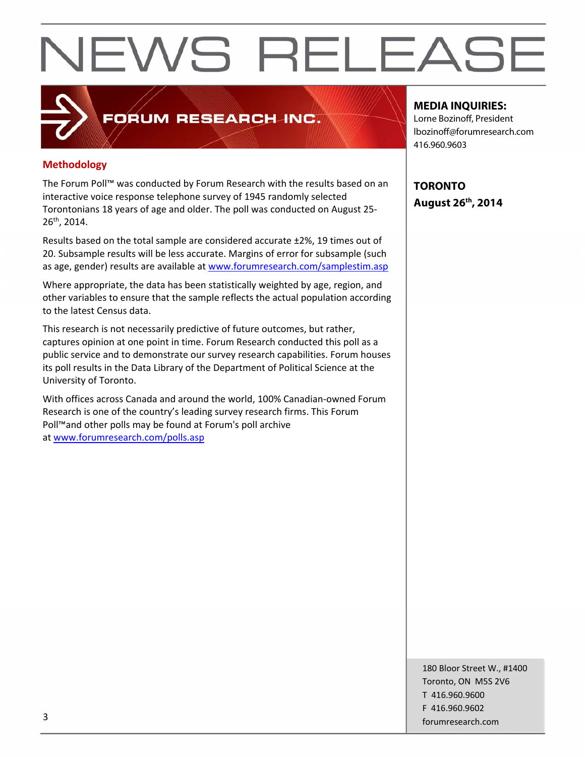# NEWS RELEASE

FORUM RESEARCH INC.

**MEDIA INQUIRIES:**
Lorne Bozinoff, President
lbozinoff@forumresearch.com
416.960.9603

**TORONTO**
**August 26th, 2014**

## Methodology

The Forum Poll™ was conducted by Forum Research with the results based on an interactive voice response telephone survey of 1945 randomly selected Torontonians 18 years of age and older. The poll was conducted on August 25-26th, 2014.

Results based on the total sample are considered accurate ±2%, 19 times out of 20. Subsample results will be less accurate. Margins of error for subsample (such as age, gender) results are available at www.forumresearch.com/samplestim.asp

Where appropriate, the data has been statistically weighted by age, region, and other variables to ensure that the sample reflects the actual population according to the latest Census data.

This research is not necessarily predictive of future outcomes, but rather, captures opinion at one point in time. Forum Research conducted this poll as a public service and to demonstrate our survey research capabilities. Forum houses its poll results in the Data Library of the Department of Political Science at the University of Toronto.

With offices across Canada and around the world, 100% Canadian-owned Forum Research is one of the country's leading survey research firms. This Forum Poll™and other polls may be found at Forum's poll archive at www.forumresearch.com/polls.asp

180 Bloor Street W., #1400
Toronto, ON M5S 2V6
T 416.960.9600
F 416.960.9602
forumresearch.com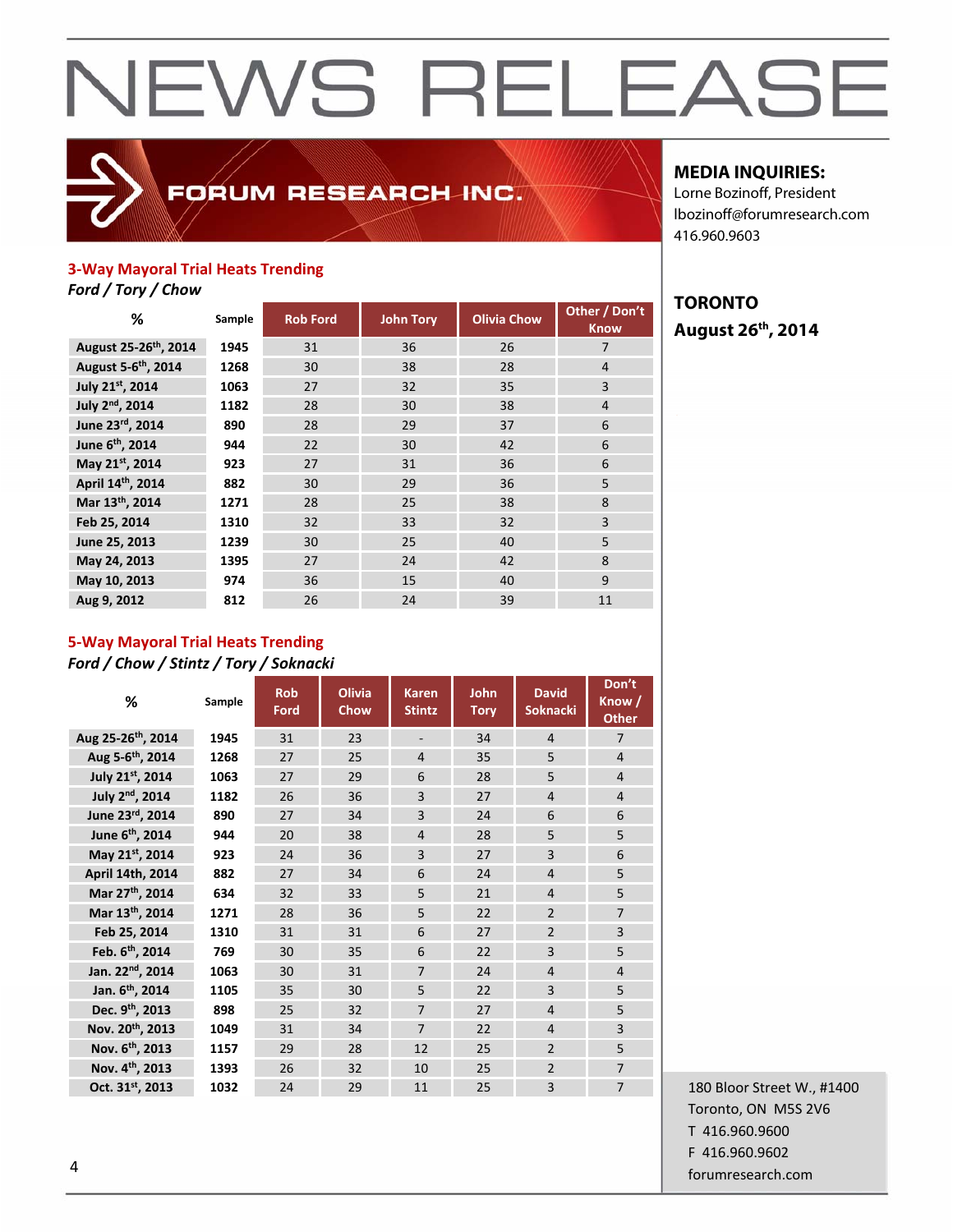# NEWS RELEASE

FORUM RESEARCH INC.

**MEDIA INQUIRIES:**
Lorne Bozinoff, President
lbozinoff@forumresearch.com
416.960.9603

**TORONTO**
**August 26th, 2014**

## 3-Way Mayoral Trial Heats Trending

*Ford / Tory / Chow*

| % | Sample | Rob Ford | John Tory | Olivia Chow | Other / Don't Know |
|---|---|---|---|---|---|
| August 25-26th, 2014 | 1945 | 31 | 36 | 26 | 7 |
| August 5-6th, 2014 | 1268 | 30 | 38 | 28 | 4 |
| July 21st, 2014 | 1063 | 27 | 32 | 35 | 3 |
| July 2nd, 2014 | 1182 | 28 | 30 | 38 | 4 |
| June 23rd, 2014 | 890 | 28 | 29 | 37 | 6 |
| June 6th, 2014 | 944 | 22 | 30 | 42 | 6 |
| May 21st, 2014 | 923 | 27 | 31 | 36 | 6 |
| April 14th, 2014 | 882 | 30 | 29 | 36 | 5 |
| Mar 13th, 2014 | 1271 | 28 | 25 | 38 | 8 |
| Feb 25, 2014 | 1310 | 32 | 33 | 32 | 3 |
| June 25, 2013 | 1239 | 30 | 25 | 40 | 5 |
| May 24, 2013 | 1395 | 27 | 24 | 42 | 8 |
| May 10, 2013 | 974 | 36 | 15 | 40 | 9 |
| Aug 9, 2012 | 812 | 26 | 24 | 39 | 11 |

## 5-Way Mayoral Trial Heats Trending

*Ford / Chow / Stintz / Tory / Soknacki*

| % | Sample | Rob Ford | Olivia Chow | Karen Stintz | John Tory | David Soknacki | Don't Know / Other |
|---|---|---|---|---|---|---|---|
| Aug 25-26th, 2014 | 1945 | 31 | 23 | - | 34 | 4 | 7 |
| Aug 5-6th, 2014 | 1268 | 27 | 25 | 4 | 35 | 5 | 4 |
| July 21st, 2014 | 1063 | 27 | 29 | 6 | 28 | 5 | 4 |
| July 2nd, 2014 | 1182 | 26 | 36 | 3 | 27 | 4 | 4 |
| June 23rd, 2014 | 890 | 27 | 34 | 3 | 24 | 6 | 6 |
| June 6th, 2014 | 944 | 20 | 38 | 4 | 28 | 5 | 5 |
| May 21st, 2014 | 923 | 24 | 36 | 3 | 27 | 3 | 6 |
| April 14th, 2014 | 882 | 27 | 34 | 6 | 24 | 4 | 5 |
| Mar 27th, 2014 | 634 | 32 | 33 | 5 | 21 | 4 | 5 |
| Mar 13th, 2014 | 1271 | 28 | 36 | 5 | 22 | 2 | 7 |
| Feb 25, 2014 | 1310 | 31 | 31 | 6 | 27 | 2 | 3 |
| Feb. 6th, 2014 | 769 | 30 | 35 | 6 | 22 | 3 | 5 |
| Jan. 22nd, 2014 | 1063 | 30 | 31 | 7 | 24 | 4 | 4 |
| Jan. 6th, 2014 | 1105 | 35 | 30 | 5 | 22 | 3 | 5 |
| Dec. 9th, 2013 | 898 | 25 | 32 | 7 | 27 | 4 | 5 |
| Nov. 20th, 2013 | 1049 | 31 | 34 | 7 | 22 | 4 | 3 |
| Nov. 6th, 2013 | 1157 | 29 | 28 | 12 | 25 | 2 | 5 |
| Nov. 4th, 2013 | 1393 | 26 | 32 | 10 | 25 | 2 | 7 |
| Oct. 31st, 2013 | 1032 | 24 | 29 | 11 | 25 | 3 | 7 |

180 Bloor Street W., #1400
Toronto, ON M5S 2V6
T 416.960.9600
F 416.960.9602
forumresearch.com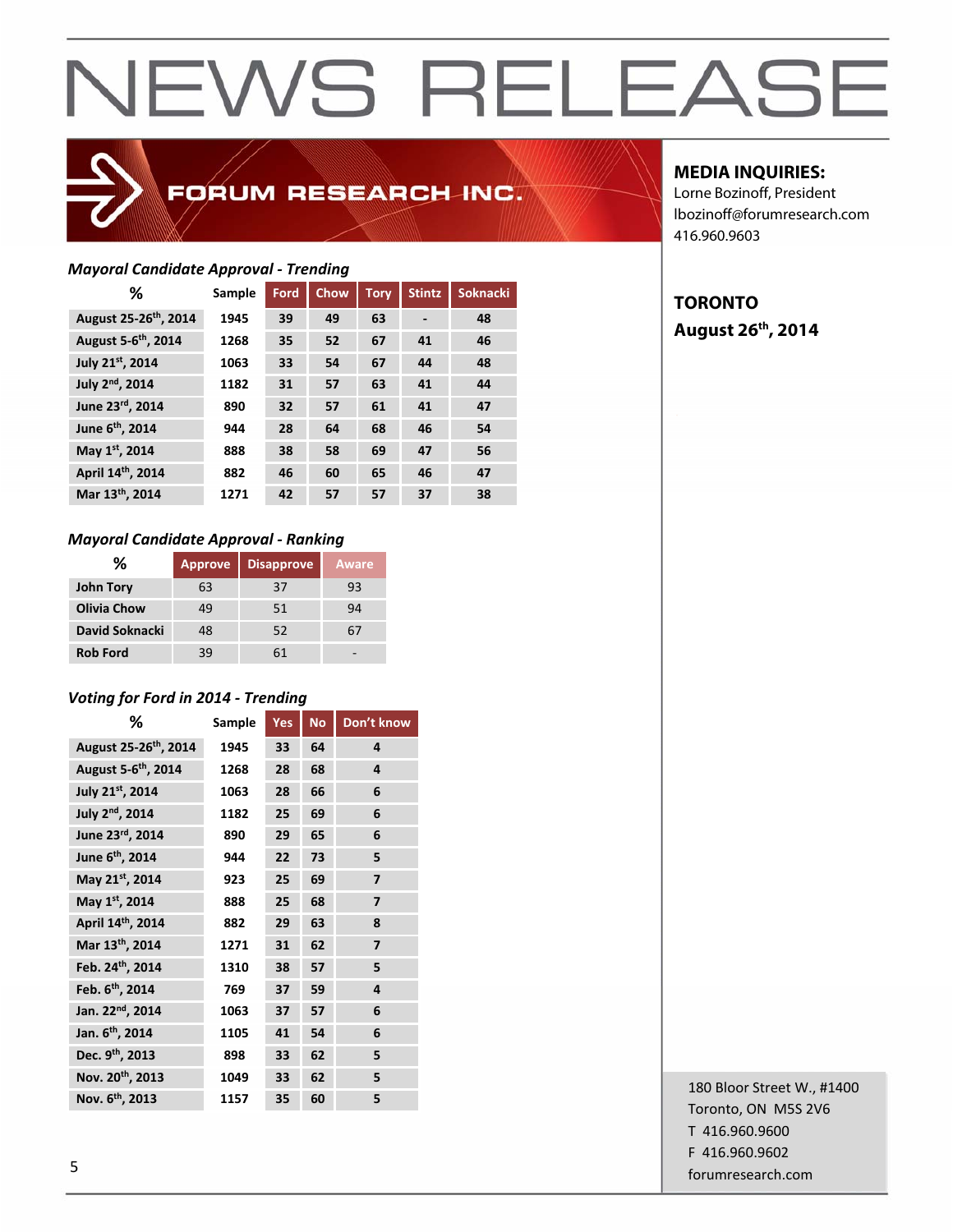# NEWS RELEASE

FORUM RESEARCH INC.

**MEDIA INQUIRIES:**
Lorne Bozinoff, President
lbozinoff@forumresearch.com
416.960.9603

**TORONTO**
**August 26th, 2014**

*Mayoral Candidate Approval - Trending*

| % | Sample | Ford | Chow | Tory | Stintz | Soknacki |
|---|---|---|---|---|---|---|
| August 25-26th, 2014 | 1945 | 39 | 49 | 63 | - | 48 |
| August 5-6th, 2014 | 1268 | 35 | 52 | 67 | 41 | 46 |
| July 21st, 2014 | 1063 | 33 | 54 | 67 | 44 | 48 |
| July 2nd, 2014 | 1182 | 31 | 57 | 63 | 41 | 44 |
| June 23rd, 2014 | 890 | 32 | 57 | 61 | 41 | 47 |
| June 6th, 2014 | 944 | 28 | 64 | 68 | 46 | 54 |
| May 1st, 2014 | 888 | 38 | 58 | 69 | 47 | 56 |
| April 14th, 2014 | 882 | 46 | 60 | 65 | 46 | 47 |
| Mar 13th, 2014 | 1271 | 42 | 57 | 57 | 37 | 38 |

*Mayoral Candidate Approval - Ranking*

| % | Approve | Disapprove | Aware |
|---|---|---|---|
| John Tory | 63 | 37 | 93 |
| Olivia Chow | 49 | 51 | 94 |
| David Soknacki | 48 | 52 | 67 |
| Rob Ford | 39 | 61 | - |

*Voting for Ford in 2014 - Trending*

| % | Sample | Yes | No | Don't know |
|---|---|---|---|---|
| August 25-26th, 2014 | 1945 | 33 | 64 | 4 |
| August 5-6th, 2014 | 1268 | 28 | 68 | 4 |
| July 21st, 2014 | 1063 | 28 | 66 | 6 |
| July 2nd, 2014 | 1182 | 25 | 69 | 6 |
| June 23rd, 2014 | 890 | 29 | 65 | 6 |
| June 6th, 2014 | 944 | 22 | 73 | 5 |
| May 21st, 2014 | 923 | 25 | 69 | 7 |
| May 1st, 2014 | 888 | 25 | 68 | 7 |
| April 14th, 2014 | 882 | 29 | 63 | 8 |
| Mar 13th, 2014 | 1271 | 31 | 62 | 7 |
| Feb. 24th, 2014 | 1310 | 38 | 57 | 5 |
| Feb. 6th, 2014 | 769 | 37 | 59 | 4 |
| Jan. 22nd, 2014 | 1063 | 37 | 57 | 6 |
| Jan. 6th, 2014 | 1105 | 41 | 54 | 6 |
| Dec. 9th, 2013 | 898 | 33 | 62 | 5 |
| Nov. 20th, 2013 | 1049 | 33 | 62 | 5 |
| Nov. 6th, 2013 | 1157 | 35 | 60 | 5 |

180 Bloor Street W., #1400
Toronto, ON M5S 2V6
T 416.960.9600
F 416.960.9602
forumresearch.com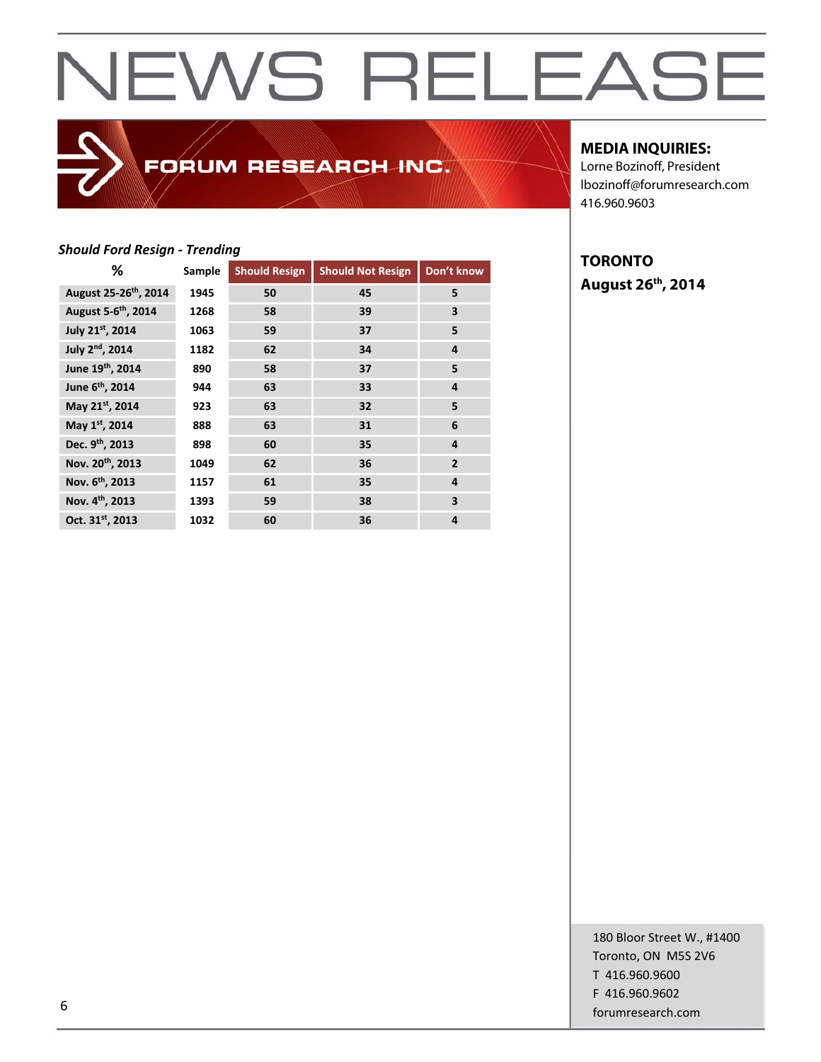# NEWS RELEASE

FORUM RESEARCH INC.

**MEDIA INQUIRIES:**
Lorne Bozinoff, President
lbozinoff@forumresearch.com
416.960.9603

**TORONTO**
**August 26th, 2014**

***Should Ford Resign - Trending***

| % | Sample | Should Resign | Should Not Resign | Don't know |
|---|---|---|---|---|
| August 25-26th, 2014 | 1945 | 50 | 45 | 5 |
| August 5-6th, 2014 | 1268 | 58 | 39 | 3 |
| July 21st, 2014 | 1063 | 59 | 37 | 5 |
| July 2nd, 2014 | 1182 | 62 | 34 | 4 |
| June 19th, 2014 | 890 | 58 | 37 | 5 |
| June 6th, 2014 | 944 | 63 | 33 | 4 |
| May 21st, 2014 | 923 | 63 | 32 | 5 |
| May 1st, 2014 | 888 | 63 | 31 | 6 |
| Dec. 9th, 2013 | 898 | 60 | 35 | 4 |
| Nov. 20th, 2013 | 1049 | 62 | 36 | 2 |
| Nov. 6th, 2013 | 1157 | 61 | 35 | 4 |
| Nov. 4th, 2013 | 1393 | 59 | 38 | 3 |
| Oct. 31st, 2013 | 1032 | 60 | 36 | 4 |

180 Bloor Street W., #1400
Toronto, ON M5S 2V6
T 416.960.9600
F 416.960.9602
forumresearch.com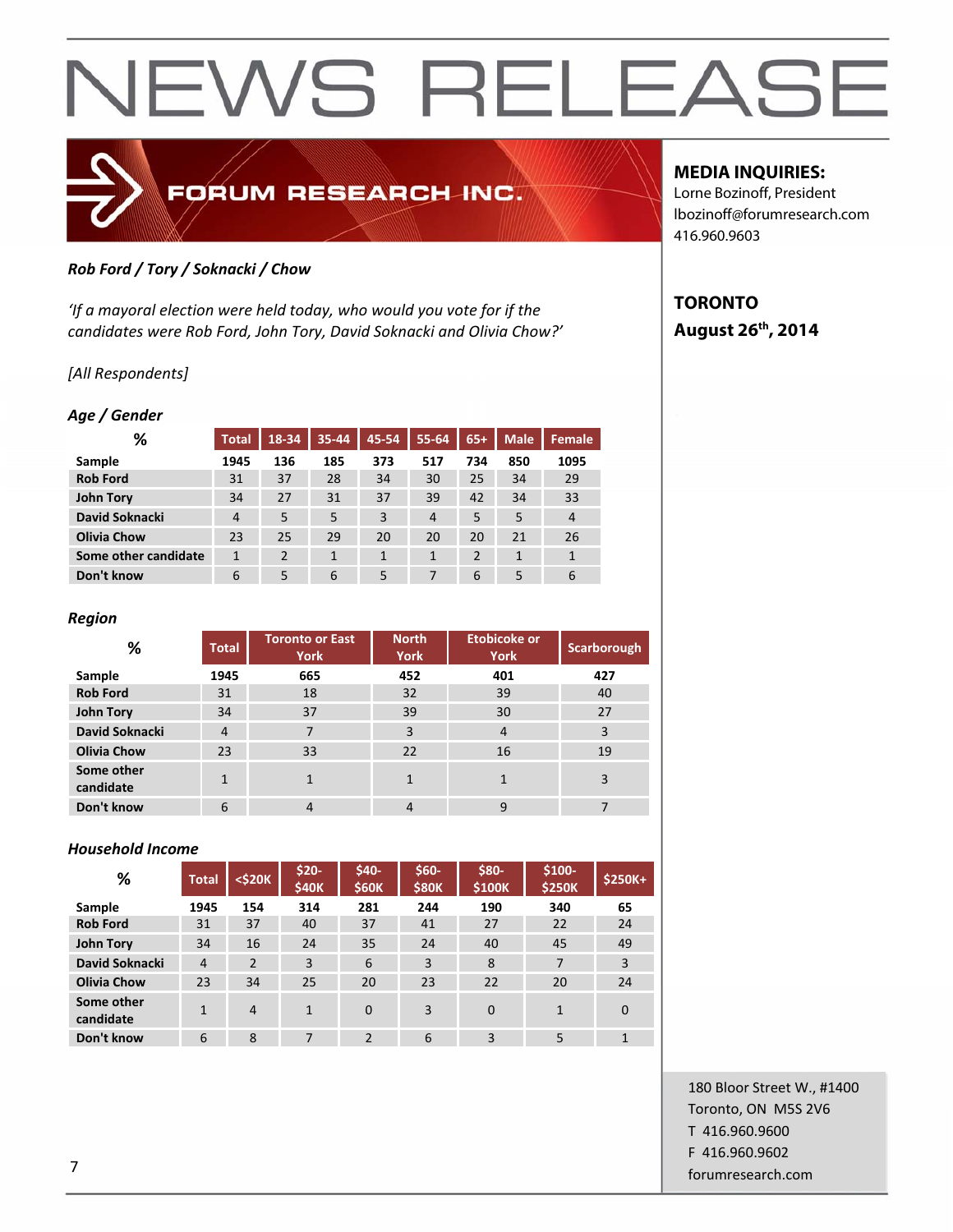# NEWS RELEASE

FORUM RESEARCH INC.

**MEDIA INQUIRIES:**
Lorne Bozinoff, President
lbozinoff@forumresearch.com
416.960.9603

**TORONTO**
**August 26th, 2014**

***Rob Ford / Tory / Soknacki / Chow***

*'If a mayoral election were held today, who would you vote for if the candidates were Rob Ford, John Tory, David Soknacki and Olivia Chow?'*

*[All Respondents]*

***Age / Gender***

| % | Total | 18-34 | 35-44 | 45-54 | 55-64 | 65+ | Male | Female |
|---|---|---|---|---|---|---|---|---|
| Sample | 1945 | 136 | 185 | 373 | 517 | 734 | 850 | 1095 |
| Rob Ford | 31 | 37 | 28 | 34 | 30 | 25 | 34 | 29 |
| John Tory | 34 | 27 | 31 | 37 | 39 | 42 | 34 | 33 |
| David Soknacki | 4 | 5 | 5 | 3 | 4 | 5 | 5 | 4 |
| Olivia Chow | 23 | 25 | 29 | 20 | 20 | 20 | 21 | 26 |
| Some other candidate | 1 | 2 | 1 | 1 | 1 | 2 | 1 | 1 |
| Don't know | 6 | 5 | 6 | 5 | 7 | 6 | 5 | 6 |

***Region***

| % | Total | Toronto or East York | North York | Etobicoke or York | Scarborough |
|---|---|---|---|---|---|
| Sample | 1945 | 665 | 452 | 401 | 427 |
| Rob Ford | 31 | 18 | 32 | 39 | 40 |
| John Tory | 34 | 37 | 39 | 30 | 27 |
| David Soknacki | 4 | 7 | 3 | 4 | 3 |
| Olivia Chow | 23 | 33 | 22 | 16 | 19 |
| Some other candidate | 1 | 1 | 1 | 1 | 3 |
| Don't know | 6 | 4 | 4 | 9 | 7 |

***Household Income***

| % | Total | <$20K | $20-$40K | $40-$60K | $60-$80K | $80-$100K | $100-$250K | $250K+ |
|---|---|---|---|---|---|---|---|---|
| Sample | 1945 | 154 | 314 | 281 | 244 | 190 | 340 | 65 |
| Rob Ford | 31 | 37 | 40 | 37 | 41 | 27 | 22 | 24 |
| John Tory | 34 | 16 | 24 | 35 | 24 | 40 | 45 | 49 |
| David Soknacki | 4 | 2 | 3 | 6 | 3 | 8 | 7 | 3 |
| Olivia Chow | 23 | 34 | 25 | 20 | 23 | 22 | 20 | 24 |
| Some other candidate | 1 | 4 | 1 | 0 | 3 | 0 | 1 | 0 |
| Don't know | 6 | 8 | 7 | 2 | 6 | 3 | 5 | 1 |

180 Bloor Street W., #1400
Toronto, ON M5S 2V6
T 416.960.9600
F 416.960.9602
forumresearch.com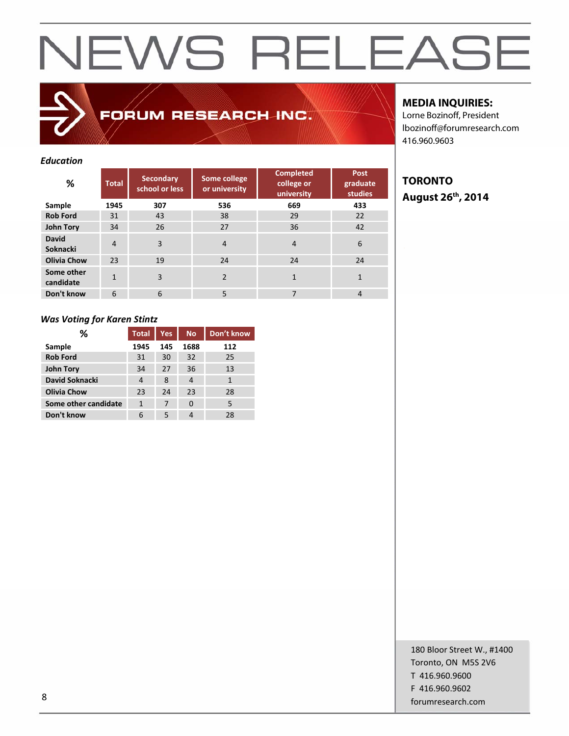# NEWS RELEASE

FORUM RESEARCH INC.

**MEDIA INQUIRIES:**
Lorne Bozinoff, President
lbozinoff@forumresearch.com
416.960.9603

**TORONTO**
**August 26th, 2014**

***Education***

| % | Total | Secondary school or less | Some college or university | Completed college or university | Post graduate studies |
|---|---|---|---|---|---|
| **Sample** | **1945** | **307** | **536** | **669** | **433** |
| **Rob Ford** | 31 | 43 | 38 | 29 | 22 |
| **John Tory** | 34 | 26 | 27 | 36 | 42 |
| **David Soknacki** | 4 | 3 | 4 | 4 | 6 |
| **Olivia Chow** | 23 | 19 | 24 | 24 | 24 |
| **Some other candidate** | 1 | 3 | 2 | 1 | 1 |
| **Don't know** | 6 | 6 | 5 | 7 | 4 |

***Was Voting for Karen Stintz***

| % | Total | Yes | No | Don't know |
|---|---|---|---|---|
| **Sample** | **1945** | **145** | **1688** | **112** |
| **Rob Ford** | 31 | 30 | 32 | 25 |
| **John Tory** | 34 | 27 | 36 | 13 |
| **David Soknacki** | 4 | 8 | 4 | 1 |
| **Olivia Chow** | 23 | 24 | 23 | 28 |
| **Some other candidate** | 1 | 7 | 0 | 5 |
| **Don't know** | 6 | 5 | 4 | 28 |

180 Bloor Street W., #1400
Toronto, ON M5S 2V6
T 416.960.9600
F 416.960.9602
forumresearch.com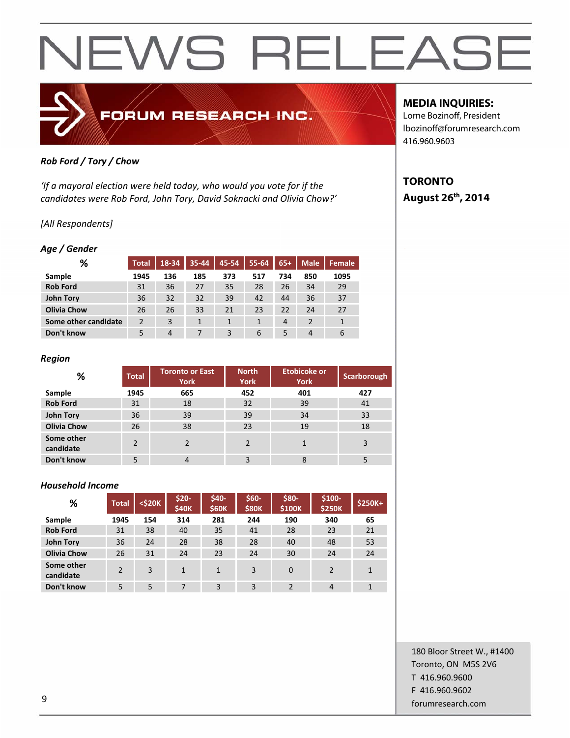# NEWS RELEASE

**FORUM RESEARCH INC.**

**MEDIA INQUIRIES:**
Lorne Bozinoff, President
lbozinoff@forumresearch.com
416.960.9603

**TORONTO**
**August 26th, 2014**

***Rob Ford / Tory / Chow***

*'If a mayoral election were held today, who would you vote for if the candidates were Rob Ford, John Tory, David Soknacki and Olivia Chow?'*

*[All Respondents]*

***Age / Gender***

| % | Total | 18-34 | 35-44 | 45-54 | 55-64 | 65+ | Male | Female |
|---|---|---|---|---|---|---|---|---|
| **Sample** | 1945 | 136 | 185 | 373 | 517 | 734 | 850 | 1095 |
| **Rob Ford** | 31 | 36 | 27 | 35 | 28 | 26 | 34 | 29 |
| **John Tory** | 36 | 32 | 32 | 39 | 42 | 44 | 36 | 37 |
| **Olivia Chow** | 26 | 26 | 33 | 21 | 23 | 22 | 24 | 27 |
| **Some other candidate** | 2 | 3 | 1 | 1 | 1 | 4 | 2 | 1 |
| **Don't know** | 5 | 4 | 7 | 3 | 6 | 5 | 4 | 6 |

***Region***

| % | Total | Toronto or East York | North York | Etobicoke or York | Scarborough |
|---|---|---|---|---|---|
| **Sample** | 1945 | 665 | 452 | 401 | 427 |
| **Rob Ford** | 31 | 18 | 32 | 39 | 41 |
| **John Tory** | 36 | 39 | 39 | 34 | 33 |
| **Olivia Chow** | 26 | 38 | 23 | 19 | 18 |
| **Some other candidate** | 2 | 2 | 2 | 1 | 3 |
| **Don't know** | 5 | 4 | 3 | 8 | 5 |

***Household Income***

| % | Total | <$20K | $20-$40K | $40-$60K | $60-$80K | $80-$100K | $100-$250K | $250K+ |
|---|---|---|---|---|---|---|---|---|
| **Sample** | 1945 | 154 | 314 | 281 | 244 | 190 | 340 | 65 |
| **Rob Ford** | 31 | 38 | 40 | 35 | 41 | 28 | 23 | 21 |
| **John Tory** | 36 | 24 | 28 | 38 | 28 | 40 | 48 | 53 |
| **Olivia Chow** | 26 | 31 | 24 | 23 | 24 | 30 | 24 | 24 |
| **Some other candidate** | 2 | 3 | 1 | 1 | 3 | 0 | 2 | 1 |
| **Don't know** | 5 | 5 | 7 | 3 | 3 | 2 | 4 | 1 |

180 Bloor Street W., #1400
Toronto, ON M5S 2V6
T 416.960.9600
F 416.960.9602
forumresearch.com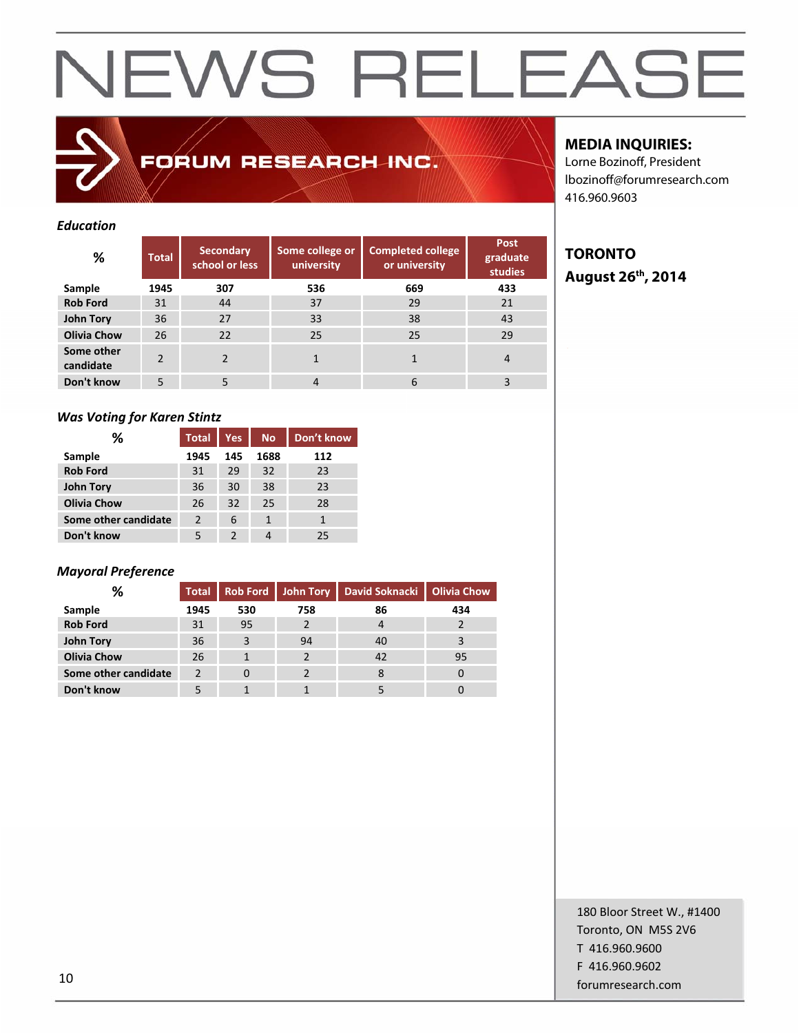# NEWS RELEASE

FORUM RESEARCH INC.

**MEDIA INQUIRIES:**
Lorne Bozinoff, President
lbozinoff@forumresearch.com
416.960.9603

**TORONTO**
**August 26th, 2014**

### *Education*

| % | Total | Secondary school or less | Some college or university | Completed college or university | Post graduate studies |
|---|---|---|---|---|---|
| **Sample** | **1945** | **307** | **536** | **669** | **433** |
| **Rob Ford** | 31 | 44 | 37 | 29 | 21 |
| **John Tory** | 36 | 27 | 33 | 38 | 43 |
| **Olivia Chow** | 26 | 22 | 25 | 25 | 29 |
| **Some other candidate** | 2 | 2 | 1 | 1 | 4 |
| **Don't know** | 5 | 5 | 4 | 6 | 3 |

### *Was Voting for Karen Stintz*

| % | Total | Yes | No | Don't know |
|---|---|---|---|---|
| **Sample** | **1945** | **145** | **1688** | **112** |
| **Rob Ford** | 31 | 29 | 32 | 23 |
| **John Tory** | 36 | 30 | 38 | 23 |
| **Olivia Chow** | 26 | 32 | 25 | 28 |
| **Some other candidate** | 2 | 6 | 1 | 1 |
| **Don't know** | 5 | 2 | 4 | 25 |

### *Mayoral Preference*

| % | Total | Rob Ford | John Tory | David Soknacki | Olivia Chow |
|---|---|---|---|---|---|
| **Sample** | **1945** | **530** | **758** | **86** | **434** |
| **Rob Ford** | 31 | 95 | 2 | 4 | 2 |
| **John Tory** | 36 | 3 | 94 | 40 | 3 |
| **Olivia Chow** | 26 | 1 | 2 | 42 | 95 |
| **Some other candidate** | 2 | 0 | 2 | 8 | 0 |
| **Don't know** | 5 | 1 | 1 | 5 | 0 |

180 Bloor Street W., #1400
Toronto, ON M5S 2V6
T 416.960.9600
F 416.960.9602
forumresearch.com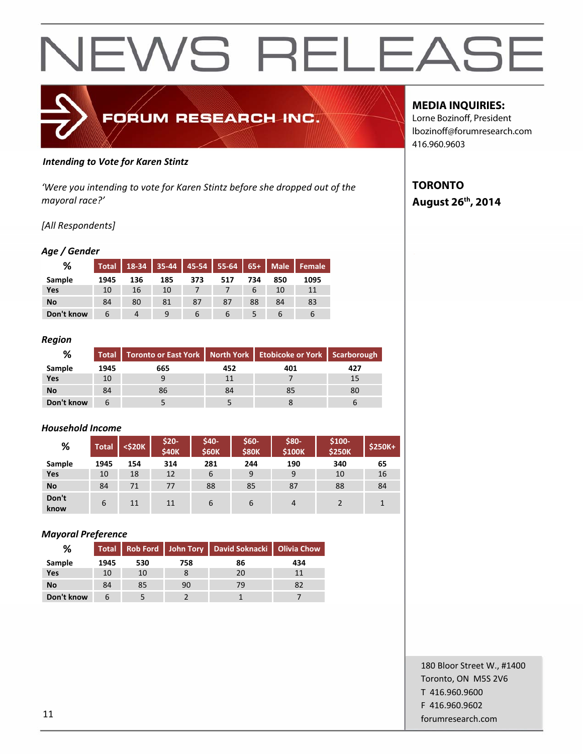# NEWS RELEASE

FORUM RESEARCH INC.

**MEDIA INQUIRIES:**
Lorne Bozinoff, President
lbozinoff@forumresearch.com
416.960.9603

**TORONTO**
**August 26th, 2014**

***Intending to Vote for Karen Stintz***

*'Were you intending to vote for Karen Stintz before she dropped out of the mayoral race?'*

*[All Respondents]*

***Age / Gender***

| % | Total | 18-34 | 35-44 | 45-54 | 55-64 | 65+ | Male | Female |
|---|---|---|---|---|---|---|---|---|
| **Sample** | **1945** | **136** | **185** | **373** | **517** | **734** | **850** | **1095** |
| **Yes** | 10 | 16 | 10 | 7 | 7 | 6 | 10 | 11 |
| **No** | 84 | 80 | 81 | 87 | 87 | 88 | 84 | 83 |
| **Don't know** | 6 | 4 | 9 | 6 | 6 | 5 | 6 | 6 |

***Region***

| % | Total | Toronto or East York | North York | Etobicoke or York | Scarborough |
|---|---|---|---|---|---|
| **Sample** | **1945** | **665** | **452** | **401** | **427** |
| **Yes** | 10 | 9 | 11 | 7 | 15 |
| **No** | 84 | 86 | 84 | 85 | 80 |
| **Don't know** | 6 | 5 | 5 | 8 | 6 |

***Household Income***

| % | Total | <$20K | $20-$40K | $40-$60K | $60-$80K | $80-$100K | $100-$250K | $250K+ |
|---|---|---|---|---|---|---|---|---|
| **Sample** | **1945** | **154** | **314** | **281** | **244** | **190** | **340** | **65** |
| **Yes** | 10 | 18 | 12 | 6 | 9 | 9 | 10 | 16 |
| **No** | 84 | 71 | 77 | 88 | 85 | 87 | 88 | 84 |
| **Don't know** | 6 | 11 | 11 | 6 | 6 | 4 | 2 | 1 |

***Mayoral Preference***

| % | Total | Rob Ford | John Tory | David Soknacki | Olivia Chow |
|---|---|---|---|---|---|
| **Sample** | **1945** | **530** | **758** | **86** | **434** |
| **Yes** | 10 | 10 | 8 | 20 | 11 |
| **No** | 84 | 85 | 90 | 79 | 82 |
| **Don't know** | 6 | 5 | 2 | 1 | 7 |

180 Bloor Street W., #1400
Toronto, ON M5S 2V6
T 416.960.9600
F 416.960.9602
forumresearch.com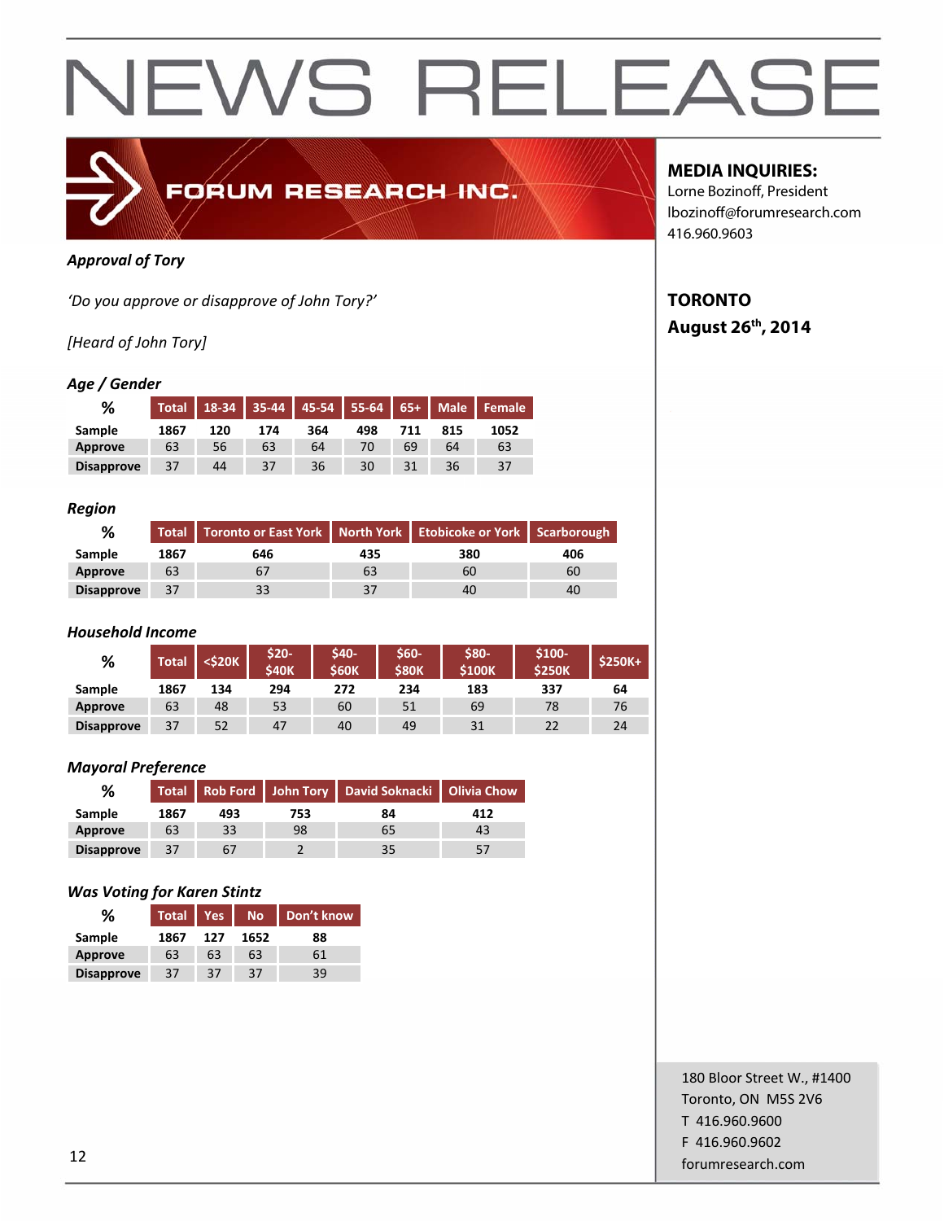# NEWS RELEASE

FORUM RESEARCH INC.

**MEDIA INQUIRIES:**
Lorne Bozinoff, President
lbozinoff@forumresearch.com
416.960.9603

**TORONTO**
**August 26th, 2014**

***Approval of Tory***

*'Do you approve or disapprove of John Tory?'*

*[Heard of John Tory]*

***Age / Gender***

| % | Total | 18-34 | 35-44 | 45-54 | 55-64 | 65+ | Male | Female |
|---|---|---|---|---|---|---|---|---|
| Sample | 1867 | 120 | 174 | 364 | 498 | 711 | 815 | 1052 |
| Approve | 63 | 56 | 63 | 64 | 70 | 69 | 64 | 63 |
| Disapprove | 37 | 44 | 37 | 36 | 30 | 31 | 36 | 37 |

***Region***

| % | Total | Toronto or East York | North York | Etobicoke or York | Scarborough |
|---|---|---|---|---|---|
| Sample | 1867 | 646 | 435 | 380 | 406 |
| Approve | 63 | 67 | 63 | 60 | 60 |
| Disapprove | 37 | 33 | 37 | 40 | 40 |

***Household Income***

| % | Total | <$20K | $20-$40K | $40-$60K | $60-$80K | $80-$100K | $100-$250K | $250K+ |
|---|---|---|---|---|---|---|---|---|
| Sample | 1867 | 134 | 294 | 272 | 234 | 183 | 337 | 64 |
| Approve | 63 | 48 | 53 | 60 | 51 | 69 | 78 | 76 |
| Disapprove | 37 | 52 | 47 | 40 | 49 | 31 | 22 | 24 |

***Mayoral Preference***

| % | Total | Rob Ford | John Tory | David Soknacki | Olivia Chow |
|---|---|---|---|---|---|
| Sample | 1867 | 493 | 753 | 84 | 412 |
| Approve | 63 | 33 | 98 | 65 | 43 |
| Disapprove | 37 | 67 | 2 | 35 | 57 |

***Was Voting for Karen Stintz***

| % | Total | Yes | No | Don't know |
|---|---|---|---|---|
| Sample | 1867 | 127 | 1652 | 88 |
| Approve | 63 | 63 | 63 | 61 |
| Disapprove | 37 | 37 | 37 | 39 |

180 Bloor Street W., #1400
Toronto, ON M5S 2V6
T 416.960.9600
F 416.960.9602
forumresearch.com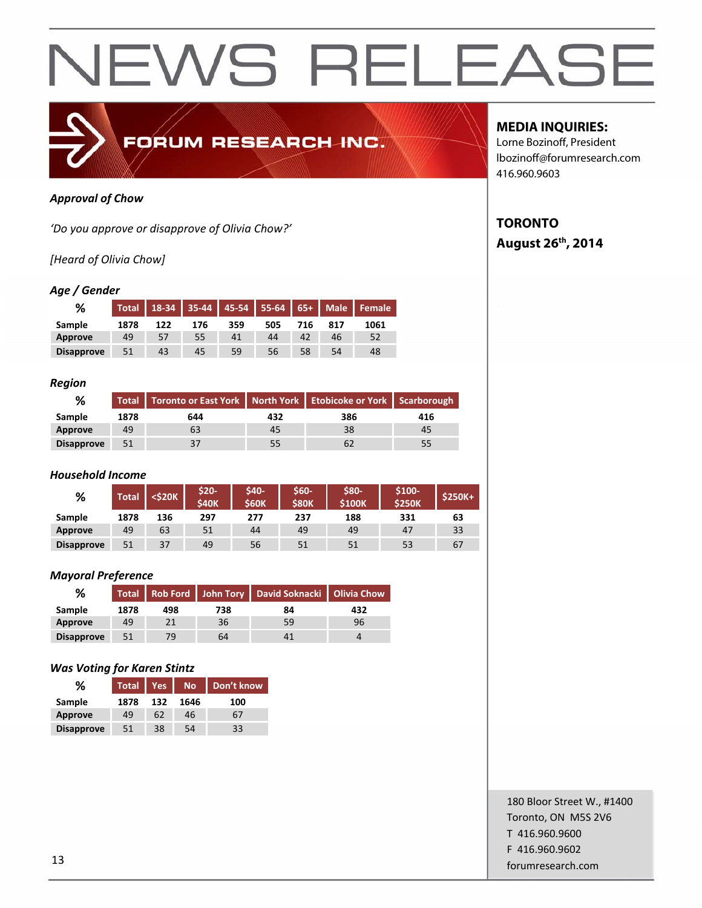# NEWS RELEASE

FORUM RESEARCH INC.

**MEDIA INQUIRIES:**
Lorne Bozinoff, President
lbozinoff@forumresearch.com
416.960.9603

**TORONTO**
**August 26th, 2014**

***Approval of Chow***

*'Do you approve or disapprove of Olivia Chow?'*

*[Heard of Olivia Chow]*

***Age / Gender***

| % | Total | 18-34 | 35-44 | 45-54 | 55-64 | 65+ | Male | Female |
|---|---|---|---|---|---|---|---|---|
| Sample | 1878 | 122 | 176 | 359 | 505 | 716 | 817 | 1061 |
| Approve | 49 | 57 | 55 | 41 | 44 | 42 | 46 | 52 |
| Disapprove | 51 | 43 | 45 | 59 | 56 | 58 | 54 | 48 |

***Region***

| % | Total | Toronto or East York | North York | Etobicoke or York | Scarborough |
|---|---|---|---|---|---|
| Sample | 1878 | 644 | 432 | 386 | 416 |
| Approve | 49 | 63 | 45 | 38 | 45 |
| Disapprove | 51 | 37 | 55 | 62 | 55 |

***Household Income***

| % | Total | <$20K | $20-$40K | $40-$60K | $60-$80K | $80-$100K | $100-$250K | $250K+ |
|---|---|---|---|---|---|---|---|---|
| Sample | 1878 | 136 | 297 | 277 | 237 | 188 | 331 | 63 |
| Approve | 49 | 63 | 51 | 44 | 49 | 49 | 47 | 33 |
| Disapprove | 51 | 37 | 49 | 56 | 51 | 51 | 53 | 67 |

***Mayoral Preference***

| % | Total | Rob Ford | John Tory | David Soknacki | Olivia Chow |
|---|---|---|---|---|---|
| Sample | 1878 | 498 | 738 | 84 | 432 |
| Approve | 49 | 21 | 36 | 59 | 96 |
| Disapprove | 51 | 79 | 64 | 41 | 4 |

***Was Voting for Karen Stintz***

| % | Total | Yes | No | Don't know |
|---|---|---|---|---|
| Sample | 1878 | 132 | 1646 | 100 |
| Approve | 49 | 62 | 46 | 67 |
| Disapprove | 51 | 38 | 54 | 33 |

180 Bloor Street W., #1400
Toronto, ON M5S 2V6
T 416.960.9600
F 416.960.9602
forumresearch.com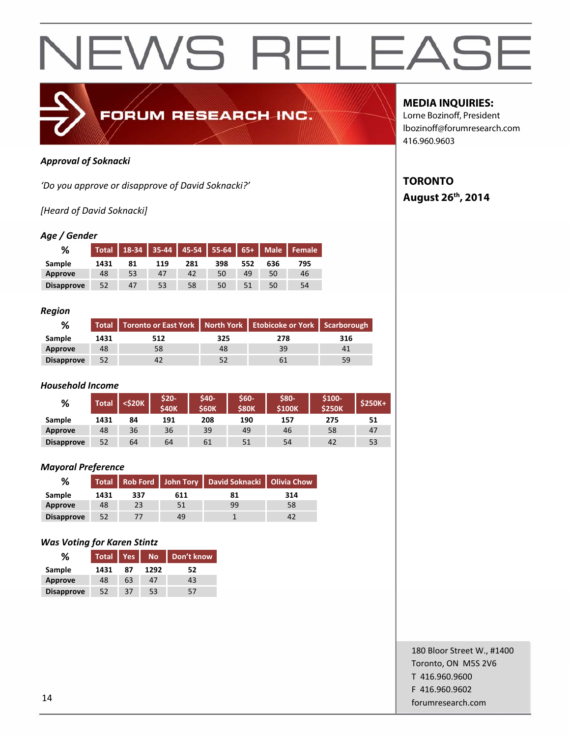# NEWS RELEASE

**FORUM RESEARCH INC.**

**MEDIA INQUIRIES:**
Lorne Bozinoff, President
lbozinoff@forumresearch.com
416.960.9603

**TORONTO**
**August 26th, 2014**

***Approval of Soknacki***

*'Do you approve or disapprove of David Soknacki?'*

*[Heard of David Soknacki]*

***Age / Gender***

| % | Total | 18-34 | 35-44 | 45-54 | 55-64 | 65+ | Male | Female |
|---|---|---|---|---|---|---|---|---|
| Sample | 1431 | 81 | 119 | 281 | 398 | 552 | 636 | 795 |
| Approve | 48 | 53 | 47 | 42 | 50 | 49 | 50 | 46 |
| Disapprove | 52 | 47 | 53 | 58 | 50 | 51 | 50 | 54 |

***Region***

| % | Total | Toronto or East York | North York | Etobicoke or York | Scarborough |
|---|---|---|---|---|---|
| Sample | 1431 | 512 | 325 | 278 | 316 |
| Approve | 48 | 58 | 48 | 39 | 41 |
| Disapprove | 52 | 42 | 52 | 61 | 59 |

***Household Income***

| % | Total | <$20K | $20-$40K | $40-$60K | $60-$80K | $80-$100K | $100-$250K | $250K+ |
|---|---|---|---|---|---|---|---|---|
| Sample | 1431 | 84 | 191 | 208 | 190 | 157 | 275 | 51 |
| Approve | 48 | 36 | 36 | 39 | 49 | 46 | 58 | 47 |
| Disapprove | 52 | 64 | 64 | 61 | 51 | 54 | 42 | 53 |

***Mayoral Preference***

| % | Total | Rob Ford | John Tory | David Soknacki | Olivia Chow |
|---|---|---|---|---|---|
| Sample | 1431 | 337 | 611 | 81 | 314 |
| Approve | 48 | 23 | 51 | 99 | 58 |
| Disapprove | 52 | 77 | 49 | 1 | 42 |

***Was Voting for Karen Stintz***

| % | Total | Yes | No | Don't know |
|---|---|---|---|---|
| Sample | 1431 | 87 | 1292 | 52 |
| Approve | 48 | 63 | 47 | 43 |
| Disapprove | 52 | 37 | 53 | 57 |

180 Bloor Street W., #1400
Toronto, ON M5S 2V6
T 416.960.9600
F 416.960.9602
forumresearch.com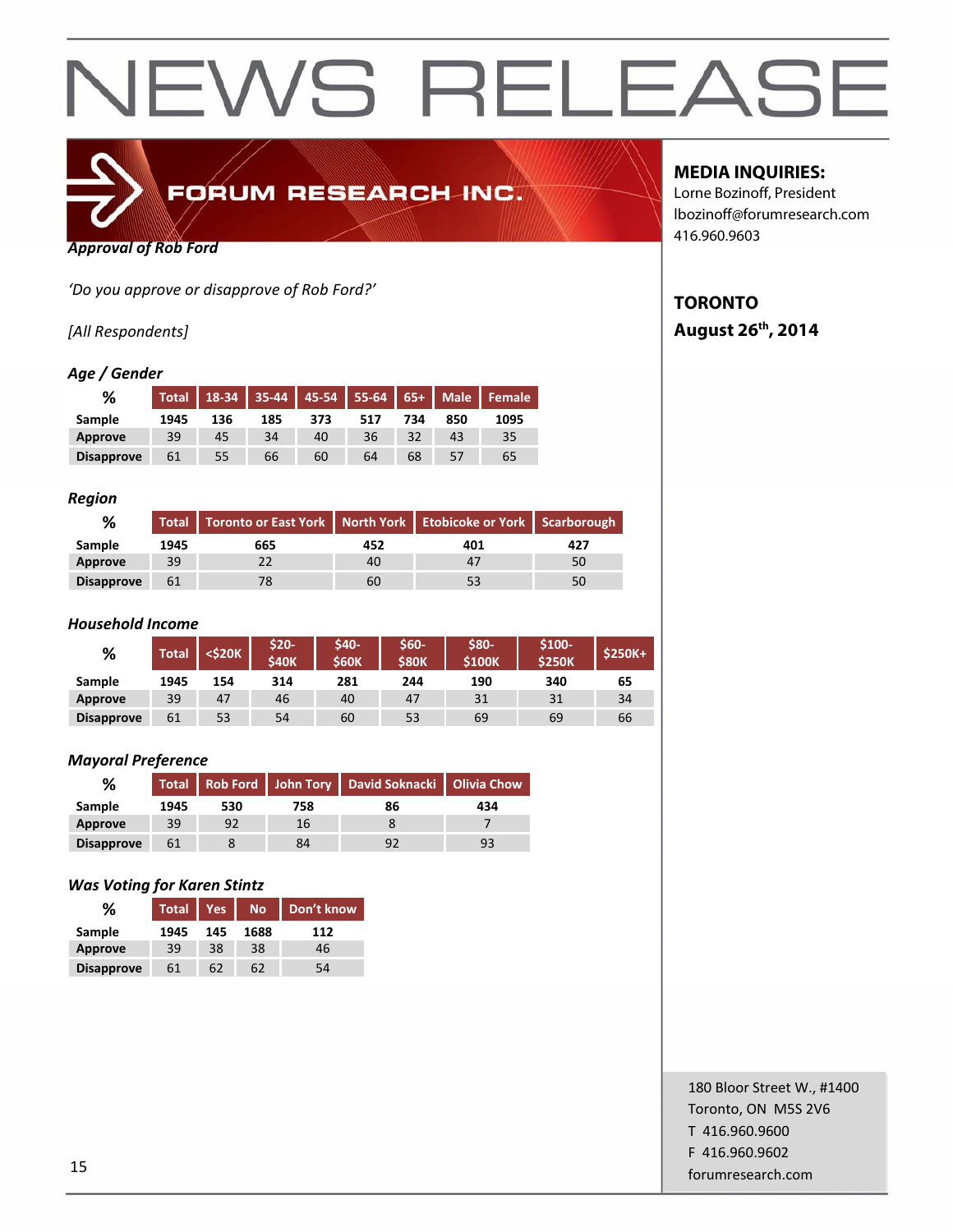# NEWS RELEASE

FORUM RESEARCH INC.

**MEDIA INQUIRIES:**
Lorne Bozinoff, President
lbozinoff@forumresearch.com
416.960.9603

**TORONTO**
**August 26th, 2014**

***Approval of Rob Ford***

*'Do you approve or disapprove of Rob Ford?'*

*[All Respondents]*

### *Age / Gender*

| % | Total | 18-34 | 35-44 | 45-54 | 55-64 | 65+ | Male | Female |
|---|---|---|---|---|---|---|---|---|
| Sample | 1945 | 136 | 185 | 373 | 517 | 734 | 850 | 1095 |
| Approve | 39 | 45 | 34 | 40 | 36 | 32 | 43 | 35 |
| Disapprove | 61 | 55 | 66 | 60 | 64 | 68 | 57 | 65 |

### *Region*

| % | Total | Toronto or East York | North York | Etobicoke or York | Scarborough |
|---|---|---|---|---|---|
| Sample | 1945 | 665 | 452 | 401 | 427 |
| Approve | 39 | 22 | 40 | 47 | 50 |
| Disapprove | 61 | 78 | 60 | 53 | 50 |

### *Household Income*

| % | Total | <$20K | $20-$40K | $40-$60K | $60-$80K | $80-$100K | $100-$250K | $250K+ |
|---|---|---|---|---|---|---|---|---|
| Sample | 1945 | 154 | 314 | 281 | 244 | 190 | 340 | 65 |
| Approve | 39 | 47 | 46 | 40 | 47 | 31 | 31 | 34 |
| Disapprove | 61 | 53 | 54 | 60 | 53 | 69 | 69 | 66 |

### *Mayoral Preference*

| % | Total | Rob Ford | John Tory | David Soknacki | Olivia Chow |
|---|---|---|---|---|---|
| Sample | 1945 | 530 | 758 | 86 | 434 |
| Approve | 39 | 92 | 16 | 8 | 7 |
| Disapprove | 61 | 8 | 84 | 92 | 93 |

### *Was Voting for Karen Stintz*

| % | Total | Yes | No | Don't know |
|---|---|---|---|---|
| Sample | 1945 | 145 | 1688 | 112 |
| Approve | 39 | 38 | 38 | 46 |
| Disapprove | 61 | 62 | 62 | 54 |

180 Bloor Street W., #1400
Toronto, ON M5S 2V6
T 416.960.9600
F 416.960.9602
forumresearch.com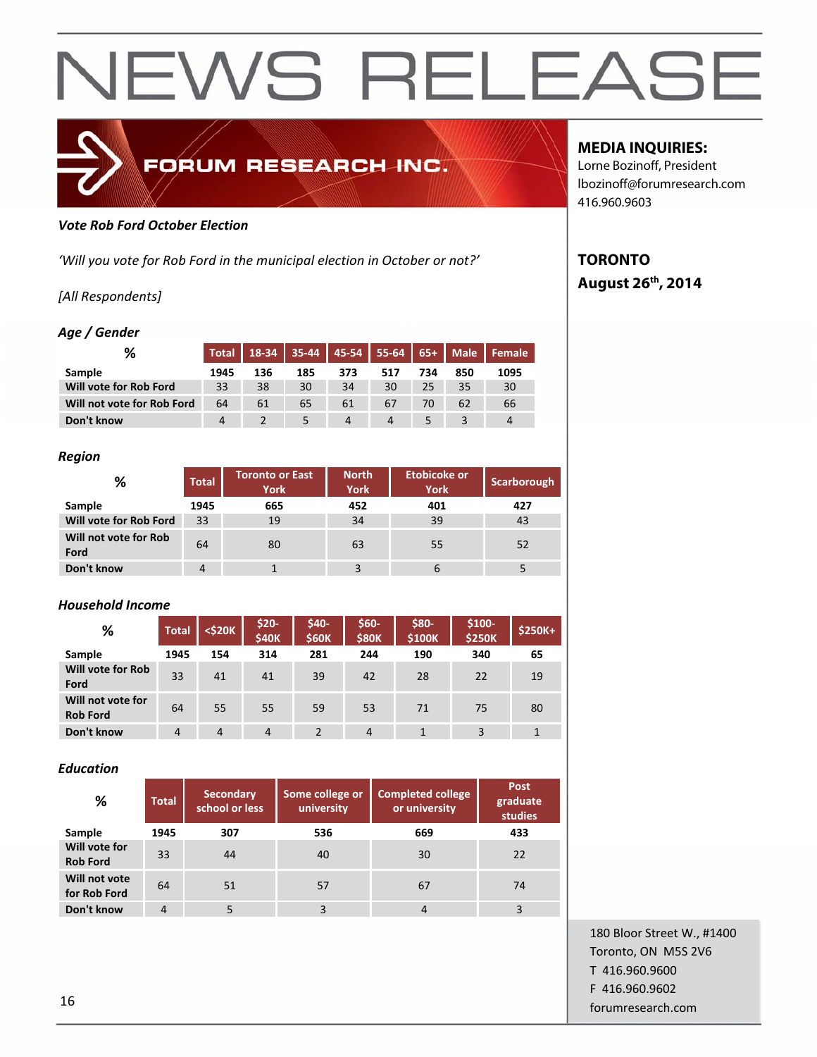# NEWS RELEASE

FORUM RESEARCH INC.

**MEDIA INQUIRIES:**
Lorne Bozinoff, President
lbozinoff@forumresearch.com
416.960.9603

**TORONTO**
**August 26th, 2014**

***Vote Rob Ford October Election***

*'Will you vote for Rob Ford in the municipal election in October or not?'*

*[All Respondents]*

***Age / Gender***

| % | Total | 18-34 | 35-44 | 45-54 | 55-64 | 65+ | Male | Female |
|---|---|---|---|---|---|---|---|---|
| Sample | 1945 | 136 | 185 | 373 | 517 | 734 | 850 | 1095 |
| Will vote for Rob Ford | 33 | 38 | 30 | 34 | 30 | 25 | 35 | 30 |
| Will not vote for Rob Ford | 64 | 61 | 65 | 61 | 67 | 70 | 62 | 66 |
| Don't know | 4 | 2 | 5 | 4 | 4 | 5 | 3 | 4 |

***Region***

| % | Total | Toronto or East York | North York | Etobicoke or York | Scarborough |
|---|---|---|---|---|---|
| Sample | 1945 | 665 | 452 | 401 | 427 |
| Will vote for Rob Ford | 33 | 19 | 34 | 39 | 43 |
| Will not vote for Rob Ford | 64 | 80 | 63 | 55 | 52 |
| Don't know | 4 | 1 | 3 | 6 | 5 |

***Household Income***

| % | Total | <$20K | $20-$40K | $40-$60K | $60-$80K | $80-$100K | $100-$250K | $250K+ |
|---|---|---|---|---|---|---|---|---|
| Sample | 1945 | 154 | 314 | 281 | 244 | 190 | 340 | 65 |
| Will vote for Rob Ford | 33 | 41 | 41 | 39 | 42 | 28 | 22 | 19 |
| Will not vote for Rob Ford | 64 | 55 | 55 | 59 | 53 | 71 | 75 | 80 |
| Don't know | 4 | 4 | 4 | 2 | 4 | 1 | 3 | 1 |

***Education***

| % | Total | Secondary school or less | Some college or university | Completed college or university | Post graduate studies |
|---|---|---|---|---|---|
| Sample | 1945 | 307 | 536 | 669 | 433 |
| Will vote for Rob Ford | 33 | 44 | 40 | 30 | 22 |
| Will not vote for Rob Ford | 64 | 51 | 57 | 67 | 74 |
| Don't know | 4 | 5 | 3 | 4 | 3 |

180 Bloor Street W., #1400
Toronto, ON M5S 2V6
T 416.960.9600
F 416.960.9602
forumresearch.com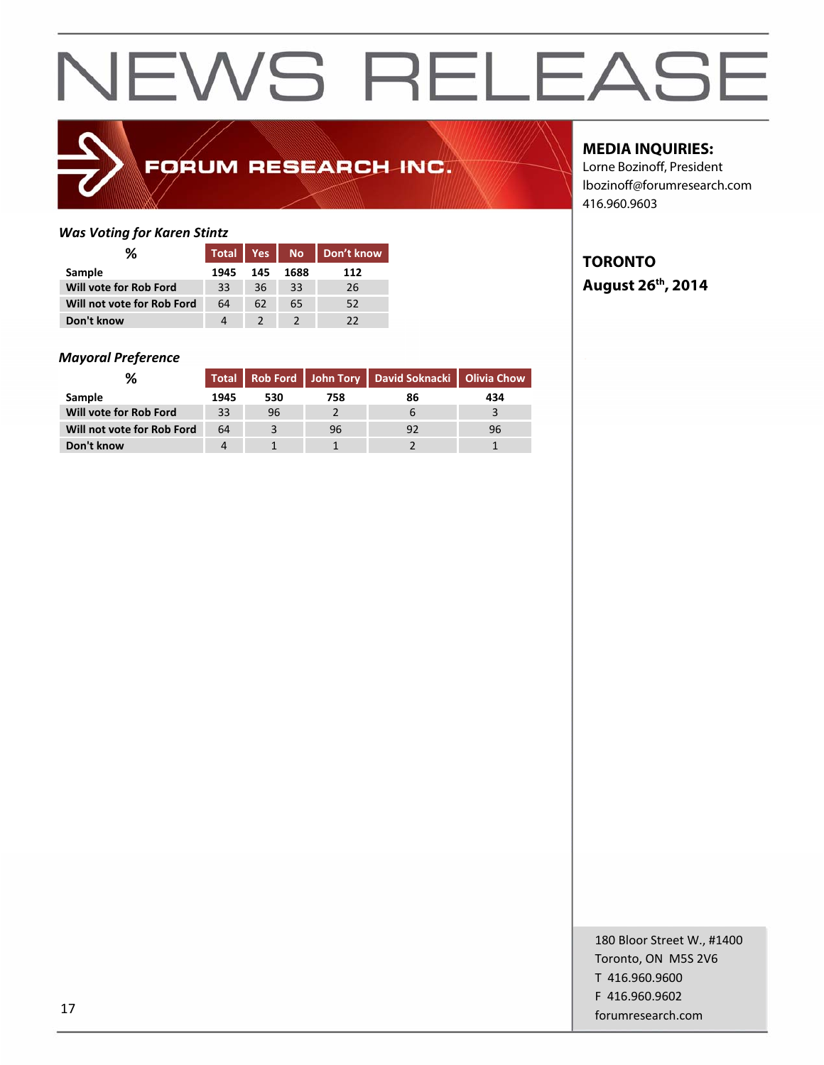# NEWS RELEASE

FORUM RESEARCH INC.

**MEDIA INQUIRIES:**
Lorne Bozinoff, President
lbozinoff@forumresearch.com
416.960.9603

**TORONTO**
**August 26th, 2014**

### *Was Voting for Karen Stintz*

| % | Total | Yes | No | Don't know |
|---|---|---|---|---|
| **Sample** | **1945** | **145** | **1688** | **112** |
| **Will vote for Rob Ford** | 33 | 36 | 33 | 26 |
| **Will not vote for Rob Ford** | 64 | 62 | 65 | 52 |
| **Don't know** | 4 | 2 | 2 | 22 |

### *Mayoral Preference*

| % | Total | Rob Ford | John Tory | David Soknacki | Olivia Chow |
|---|---|---|---|---|---|
| **Sample** | **1945** | **530** | **758** | **86** | **434** |
| **Will vote for Rob Ford** | 33 | 96 | 2 | 6 | 3 |
| **Will not vote for Rob Ford** | 64 | 3 | 96 | 92 | 96 |
| **Don't know** | 4 | 1 | 1 | 2 | 1 |

180 Bloor Street W., #1400
Toronto, ON M5S 2V6
T 416.960.9600
F 416.960.9602
forumresearch.com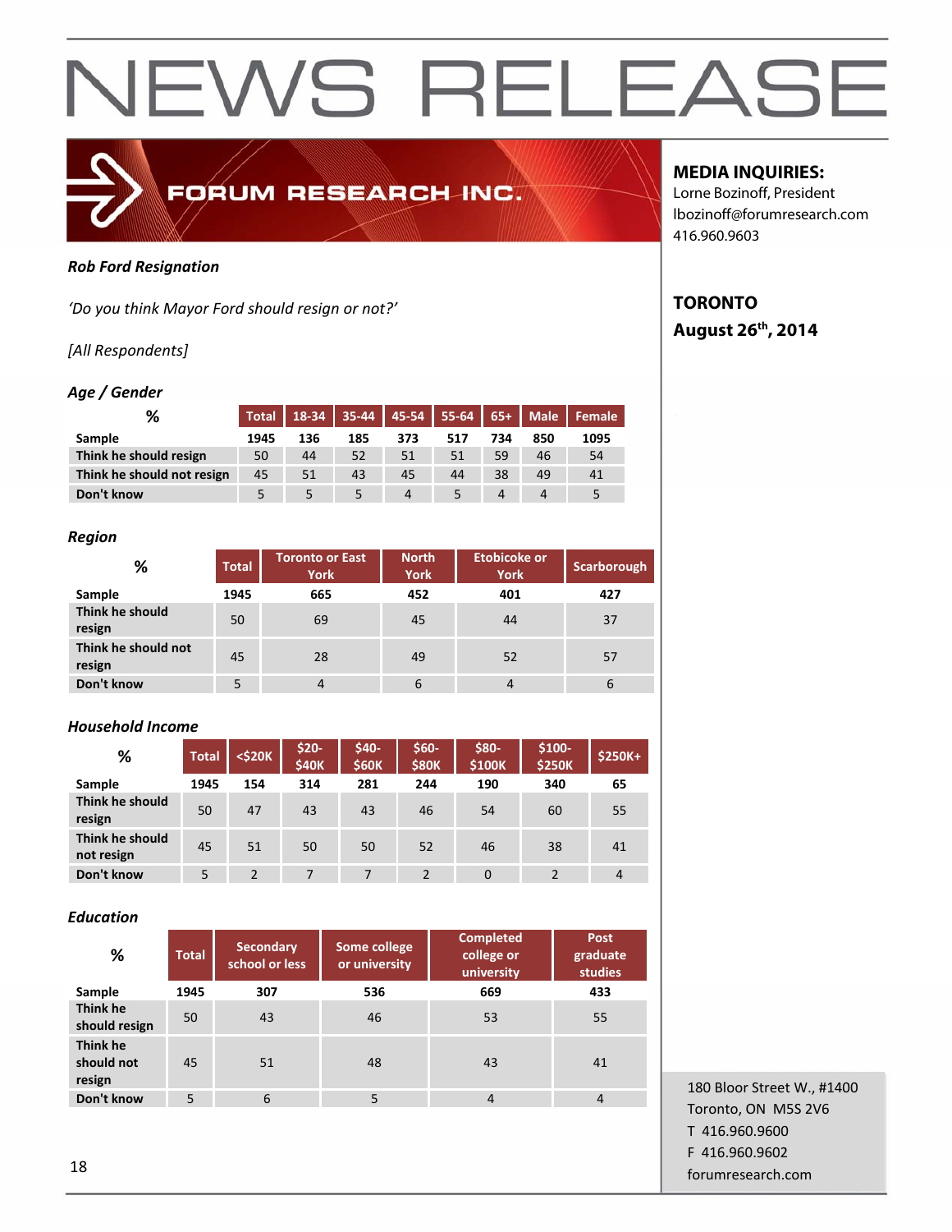# NEWS RELEASE

FORUM RESEARCH INC.

**MEDIA INQUIRIES:**
Lorne Bozinoff, President
lbozinoff@forumresearch.com
416.960.9603

**TORONTO**
**August 26th, 2014**

***Rob Ford Resignation***

*'Do you think Mayor Ford should resign or not?'*

*[All Respondents]*

***Age / Gender***

| % | Total | 18-34 | 35-44 | 45-54 | 55-64 | 65+ | Male | Female |
|---|---|---|---|---|---|---|---|---|
| Sample | 1945 | 136 | 185 | 373 | 517 | 734 | 850 | 1095 |
| Think he should resign | 50 | 44 | 52 | 51 | 51 | 59 | 46 | 54 |
| Think he should not resign | 45 | 51 | 43 | 45 | 44 | 38 | 49 | 41 |
| Don't know | 5 | 5 | 5 | 4 | 5 | 4 | 4 | 5 |

***Region***

| % | Total | Toronto or East York | North York | Etobicoke or York | Scarborough |
|---|---|---|---|---|---|
| Sample | 1945 | 665 | 452 | 401 | 427 |
| Think he should resign | 50 | 69 | 45 | 44 | 37 |
| Think he should not resign | 45 | 28 | 49 | 52 | 57 |
| Don't know | 5 | 4 | 6 | 4 | 6 |

***Household Income***

| % | Total | <$20K | $20-$40K | $40-$60K | $60-$80K | $80-$100K | $100-$250K | $250K+ |
|---|---|---|---|---|---|---|---|---|
| Sample | 1945 | 154 | 314 | 281 | 244 | 190 | 340 | 65 |
| Think he should resign | 50 | 47 | 43 | 43 | 46 | 54 | 60 | 55 |
| Think he should not resign | 45 | 51 | 50 | 50 | 52 | 46 | 38 | 41 |
| Don't know | 5 | 2 | 7 | 7 | 2 | 0 | 2 | 4 |

***Education***

| % | Total | Secondary school or less | Some college or university | Completed college or university | Post graduate studies |
|---|---|---|---|---|---|
| Sample | 1945 | 307 | 536 | 669 | 433 |
| Think he should resign | 50 | 43 | 46 | 53 | 55 |
| Think he should not resign | 45 | 51 | 48 | 43 | 41 |
| Don't know | 5 | 6 | 5 | 4 | 4 |

180 Bloor Street W., #1400
Toronto, ON M5S 2V6
T 416.960.9600
F 416.960.9602
forumresearch.com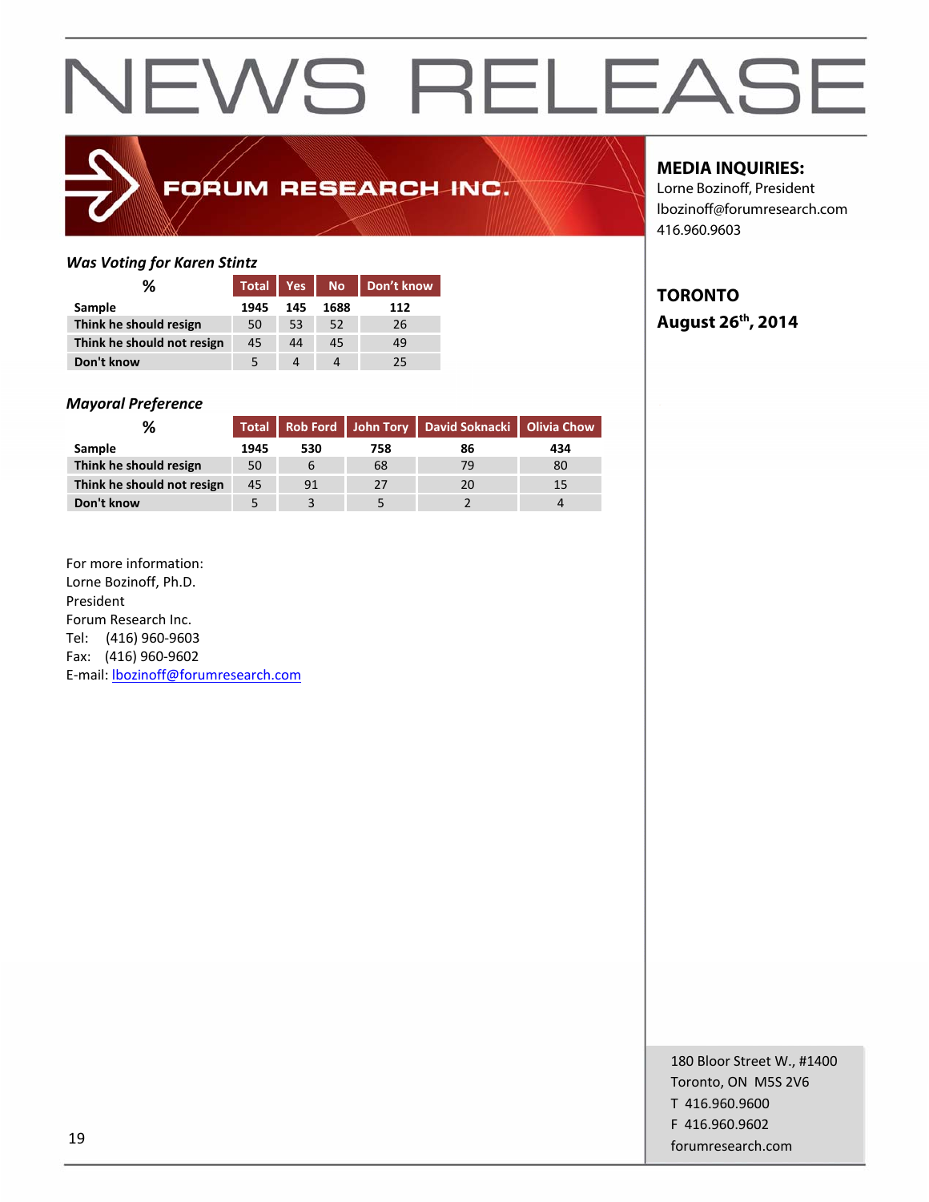# NEWS RELEASE

FORUM RESEARCH INC.

**MEDIA INQUIRIES:**
Lorne Bozinoff, President
lbozinoff@forumresearch.com
416.960.9603

**TORONTO**
**August 26th, 2014**

### *Was Voting for Karen Stintz*

| % | Total | Yes | No | Don't know |
|---|---|---|---|---|
| **Sample** | **1945** | **145** | **1688** | **112** |
| **Think he should resign** | 50 | 53 | 52 | 26 |
| **Think he should not resign** | 45 | 44 | 45 | 49 |
| **Don't know** | 5 | 4 | 4 | 25 |

### *Mayoral Preference*

| % | Total | Rob Ford | John Tory | David Soknacki | Olivia Chow |
|---|---|---|---|---|---|
| **Sample** | **1945** | **530** | **758** | **86** | **434** |
| **Think he should resign** | 50 | 6 | 68 | 79 | 80 |
| **Think he should not resign** | 45 | 91 | 27 | 20 | 15 |
| **Don't know** | 5 | 3 | 5 | 2 | 4 |

For more information:
Lorne Bozinoff, Ph.D.
President
Forum Research Inc.
Tel: (416) 960-9603
Fax: (416) 960-9602
E-mail: lbozinoff@forumresearch.com

180 Bloor Street W., #1400
Toronto, ON M5S 2V6
T 416.960.9600
F 416.960.9602
forumresearch.com